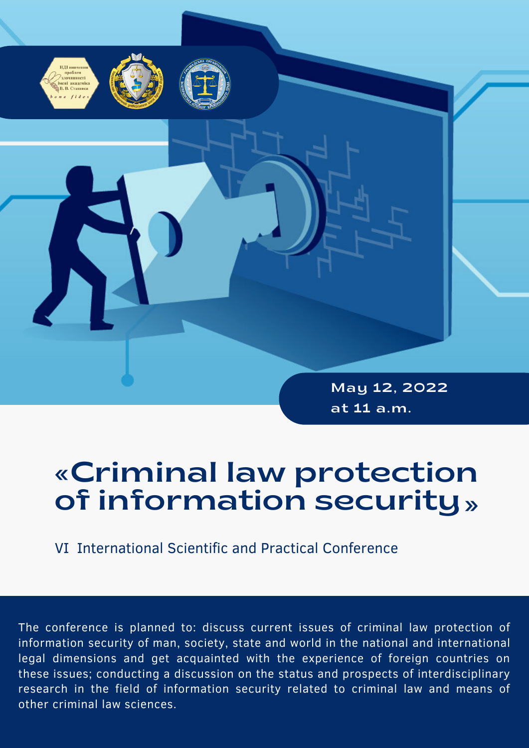May 12, 2022
at 11 a.m.

# «Criminal law protection of information security»

VI International Scientific and Practical Conference

The conference is planned to: discuss current issues of criminal law protection of information security of man, society, state and world in the national and international legal dimensions and get acquainted with the experience of foreign countries on these issues; conducting a discussion on the status and prospects of interdisciplinary research in the field of information security related to criminal law and means of other criminal law sciences.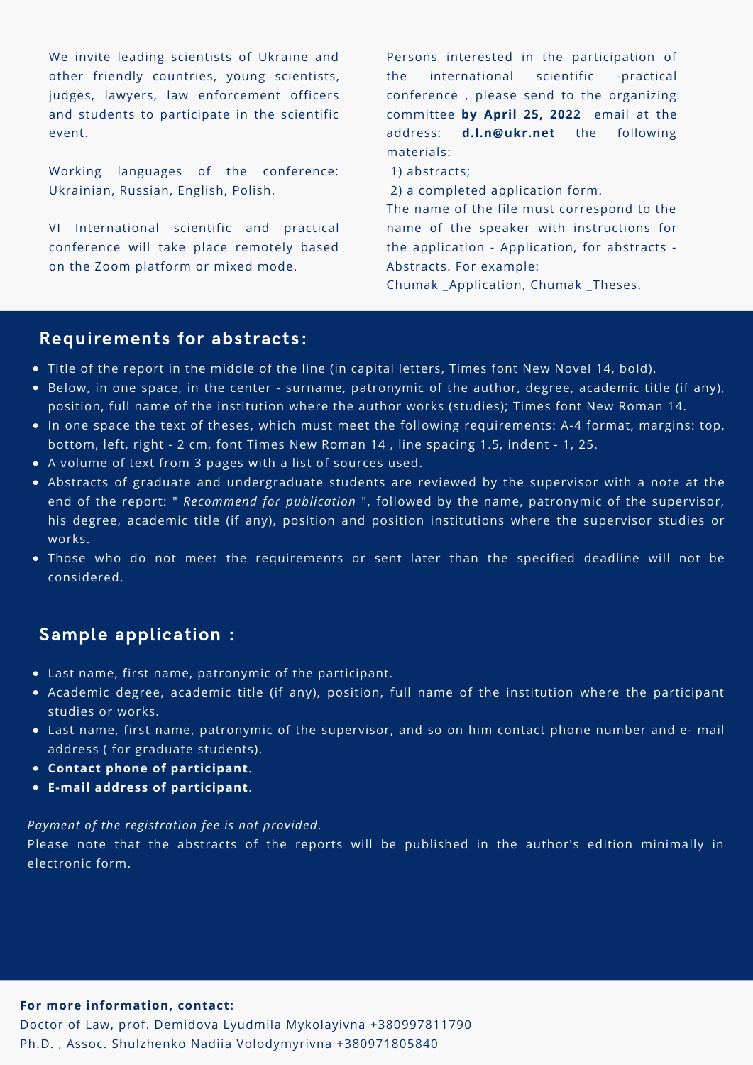We invite leading scientists of Ukraine and other friendly countries, young scientists, judges, lawyers, law enforcement officers and students to participate in the scientific event.

Working languages of the conference: Ukrainian, Russian, English, Polish.

VI International scientific and practical conference will take place remotely based on the Zoom platform or mixed mode.

Persons interested in the participation of the international scientific -practical conference , please send to the organizing committee **by April 25, 2022** email at the address: **d.l.n@ukr.net** the following materials:

1) abstracts;
2) a completed application form.

The name of the file must correspond to the name of the speaker with instructions for the application - Application, for abstracts - Abstracts. For example:
Chumak _Application, Chumak _Theses.

## Requirements for abstracts:

- Title of the report in the middle of the line (in capital letters, Times font New Novel 14, bold).
- Below, in one space, in the center - surname, patronymic of the author, degree, academic title (if any), position, full name of the institution where the author works (studies); Times font New Roman 14.
- In one space the text of theses, which must meet the following requirements: A-4 format, margins: top, bottom, left, right - 2 cm, font Times New Roman 14 , line spacing 1.5, indent - 1, 25.
- A volume of text from 3 pages with a list of sources used.
- Abstracts of graduate and undergraduate students are reviewed by the supervisor with a note at the end of the report: " *Recommend for publication* ", followed by the name, patronymic of the supervisor, his degree, academic title (if any), position and position institutions where the supervisor studies or works.
- Those who do not meet the requirements or sent later than the specified deadline will not be considered.

## Sample application :

- Last name, first name, patronymic of the participant.
- Academic degree, academic title (if any), position, full name of the institution where the participant studies or works.
- Last name, first name, patronymic of the supervisor, and so on him contact phone number and e- mail address ( for graduate students).
- **Contact phone of participant**.
- **E-mail address of participant**.

*Payment of the registration fee is not provided.*
Please note that the abstracts of the reports will be published in the author's edition minimally in electronic form.

**For more information, contact:**
Doctor of Law, prof. Demidova Lyudmila Mykolayivna +380997811790
Ph.D. , Assoc. Shulzhenko Nadiia Volodymyrivna +380971805840